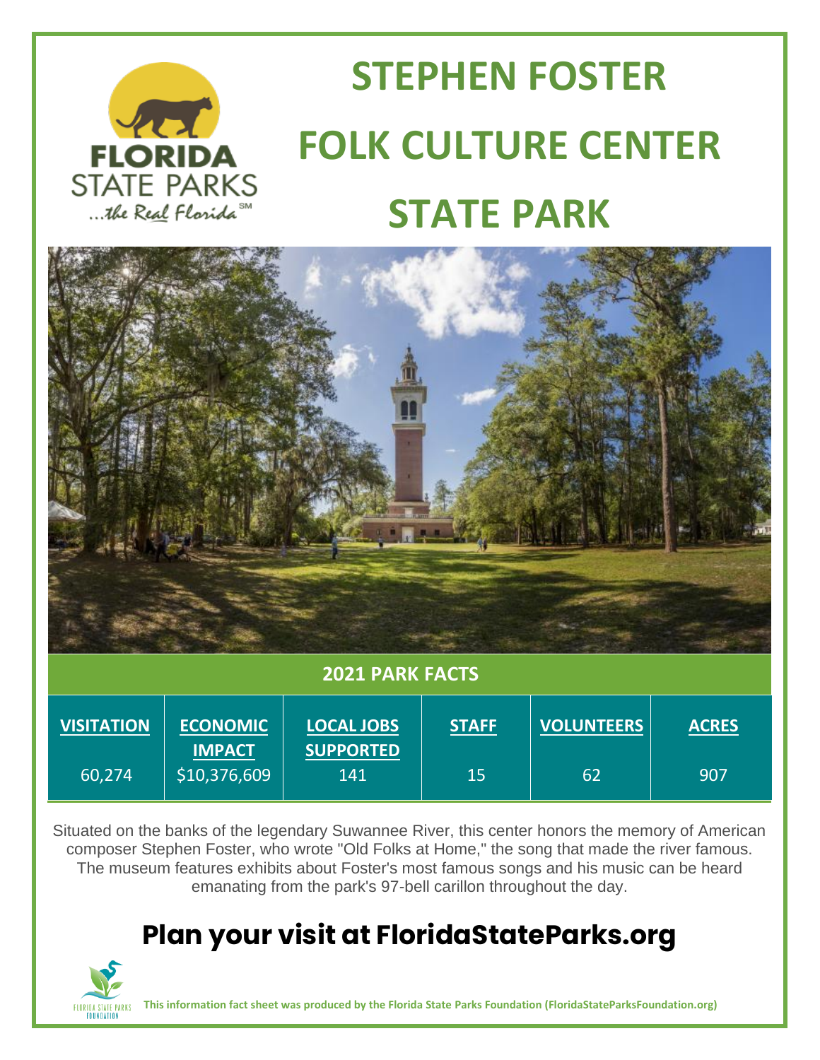# STEPHEN FOSTER FOLK CULTURE CENTER STATE PARK

## 2021 PARK FACTS

| VISITATION | ECONOMIC IMPACT | LOCAL JOBS SUPPORTED | STAFF | VOLUNTEERS | ACRES |
|---|---|---|---|---|---|
| 60,274 | $10,376,609 | 141 | 15 | 62 | 907 |

Situated on the banks of the legendary Suwannee River, this center honors the memory of American composer Stephen Foster, who wrote "Old Folks at Home," the song that made the river famous. The museum features exhibits about Foster's most famous songs and his music can be heard emanating from the park's 97-bell carillon throughout the day.

## Plan your visit at FloridaStateParks.org

**This information fact sheet was produced by the Florida State Parks Foundation (FloridaStateParksFoundation.org)**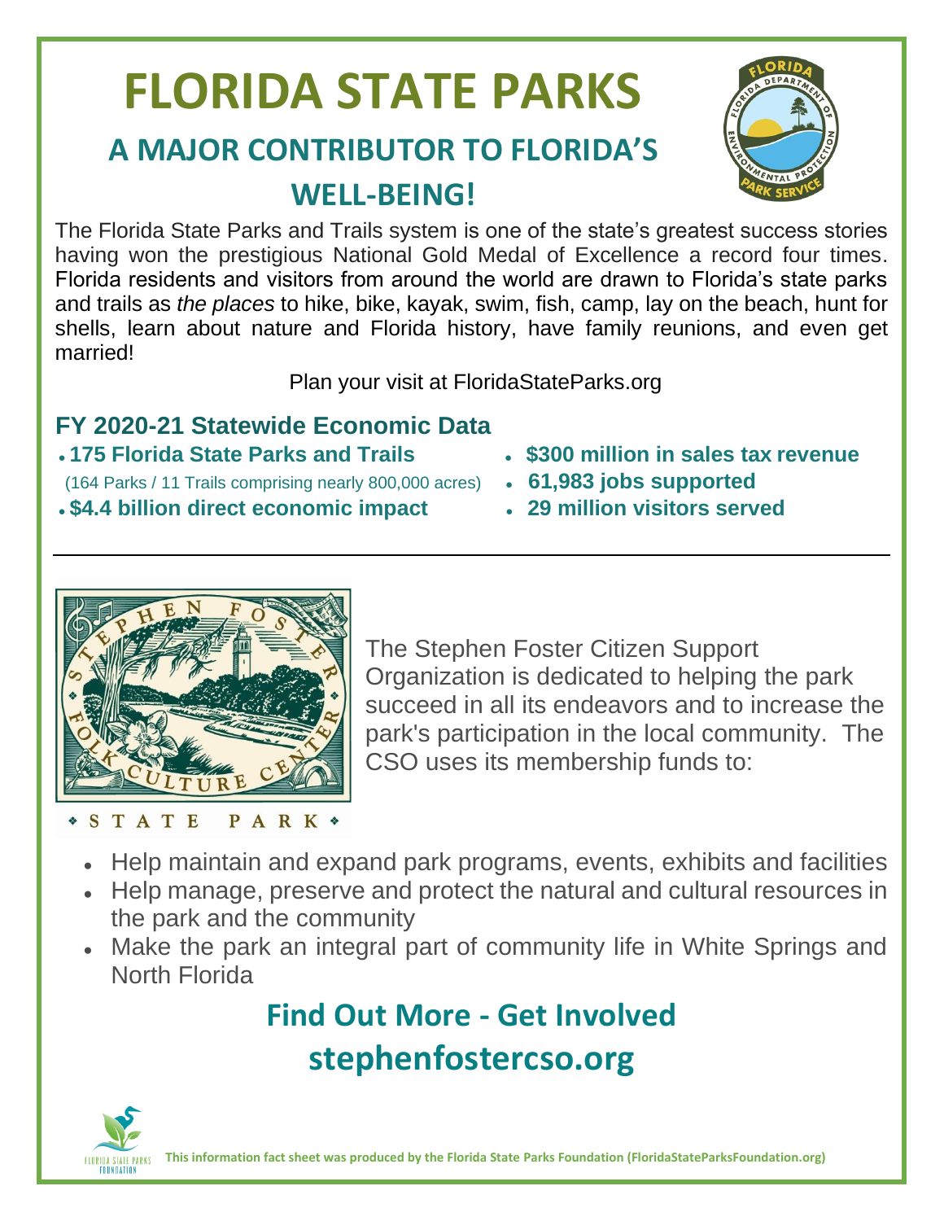# FLORIDA STATE PARKS

## A MAJOR CONTRIBUTOR TO FLORIDA'S WELL-BEING!

The Florida State Parks and Trails system is one of the state's greatest success stories having won the prestigious National Gold Medal of Excellence a record four times. Florida residents and visitors from around the world are drawn to Florida's state parks and trails as *the places* to hike, bike, kayak, swim, fish, camp, lay on the beach, hunt for shells, learn about nature and Florida history, have family reunions, and even get married!

Plan your visit at FloridaStateParks.org

### FY 2020-21 Statewide Economic Data

- **175 Florida State Parks and Trails**
  (164 Parks / 11 Trails comprising nearly 800,000 acres)
- **$4.4 billion direct economic impact**
- **$300 million in sales tax revenue**
- **61,983 jobs supported**
- **29 million visitors served**

---

The Stephen Foster Citizen Support Organization is dedicated to helping the park succeed in all its endeavors and to increase the park's participation in the local community. The CSO uses its membership funds to:

- Help maintain and expand park programs, events, exhibits and facilities
- Help manage, preserve and protect the natural and cultural resources in the park and the community
- Make the park an integral part of community life in White Springs and North Florida

## Find Out More - Get Involved
## stephenfostercso.org

**This information fact sheet was produced by the Florida State Parks Foundation (FloridaStateParksFoundation.org)**